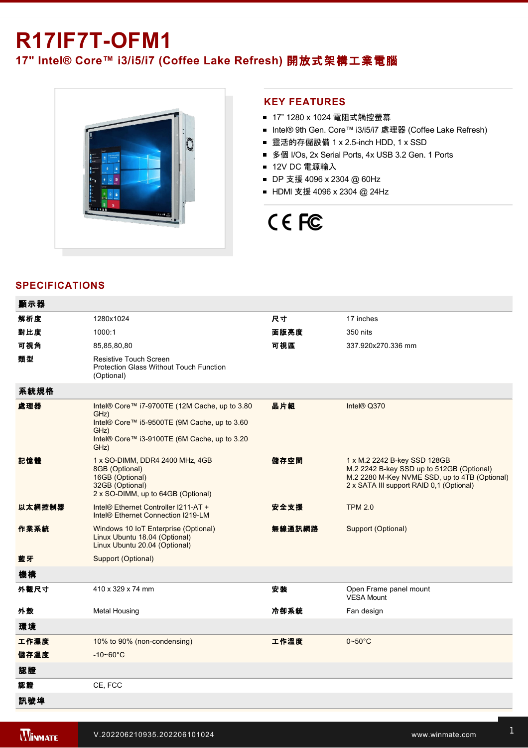# R17IF7T-OFM1

## 17" Intel® Core™ i3/i5/i7 (Coffee Lake Refresh) 開放式架構工業電腦

## KEY FEATURES

- 17" 1280 x 1024 電阻式觸控螢幕
- Intel® 9th Gen. Core™ i3/i5/i7 處理器 (Coffee Lake Refresh)
- 靈活的存儲設備 1 x 2.5-inch HDD, 1 x SSD
- 多個 I/Os, 2x Serial Ports, 4x USB 3.2 Gen. 1 Ports
- 12V DC 電源輸入
- DP 支援 4096 x 2304 @ 60Hz
- HDMI 支援 4096 x 2304 @ 24Hz

CE FC

## SPECIFICATIONS

| **顯示器** | | | |
|---|---|---|---|
| **解析度** | 1280x1024 | **尺寸** | 17 inches |
| **對比度** | 1000:1 | **面版亮度** | 350 nits |
| **可視角** | 85,85,80,80 | **可視區** | 337.920x270.336 mm |
| **類型** | Resistive Touch Screen<br>Protection Glass Without Touch Function (Optional) | | |
| **系統規格** | | | |
| **處理器** | Intel® Core™ i7-9700TE (12M Cache, up to 3.80 GHz)<br>Intel® Core™ i5-9500TE (9M Cache, up to 3.60 GHz)<br>Intel® Core™ i3-9100TE (6M Cache, up to 3.20 GHz) | **晶片組** | Intel® Q370 |
| **記憶體** | 1 x SO-DIMM, DDR4 2400 MHz, 4GB<br>8GB (Optional)<br>16GB (Optional)<br>32GB (Optional)<br>2 x SO-DIMM, up to 64GB (Optional) | **儲存空間** | 1 x M.2 2242 B-key SSD 128GB<br>M.2 2242 B-key SSD up to 512GB (Optional)<br>M.2 2280 M-Key NVME SSD, up to 4TB (Optional)<br>2 x SATA III support RAID 0,1 (Optional) |
| **以太網控制器** | Intel® Ethernet Controller I211-AT +<br>Intel® Ethernet Connection I219-LM | **安全支援** | TPM 2.0 |
| **作業系統** | Windows 10 IoT Enterprise (Optional)<br>Linux Ubuntu 18.04 (Optional)<br>Linux Ubuntu 20.04 (Optional) | **無線通訊網路** | Support (Optional) |
| **藍牙** | Support (Optional) | | |
| **機構** | | | |
| **外觀尺寸** | 410 x 329 x 74 mm | **安裝** | Open Frame panel mount<br>VESA Mount |
| **外殼** | Metal Housing | **冷卻系統** | Fan design |
| **環境** | | | |
| **工作濕度** | 10% to 90% (non-condensing) | **工作溫度** | 0~50°C |
| **儲存溫度** | -10~60°C | | |
| **認證** | | | |
| **認證** | CE, FCC | | |
| **訊號埠** | | | |

V.202206210935.202206101024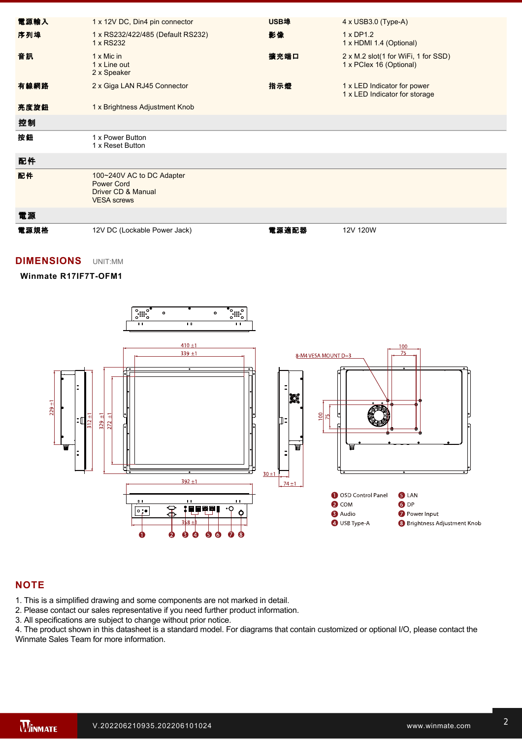| | | | |
|---|---|---|---|
| 電源輸入 | 1 x 12V DC, Din4 pin connector | USB埠 | 4 x USB3.0 (Type-A) |
| 序列埠 | 1 x RS232/422/485 (Default RS232)<br>1 x RS232 | 影像 | 1 x DP1.2<br>1 x HDMI 1.4 (Optional) |
| 音訊 | 1 x Mic in<br>1 x Line out<br>2 x Speaker | 擴充端口 | 2 x M.2 slot(1 for WiFi, 1 for SSD)<br>1 x PCIex 16 (Optional) |
| 有線網路 | 2 x Giga LAN RJ45 Connector | 指示燈 | 1 x LED Indicator for power<br>1 x LED Indicator for storage |
| 亮度旋鈕 | 1 x Brightness Adjustment Knob | | |

## 控制

| | |
|---|---|
| 按鈕 | 1 x Power Button<br>1 x Reset Button |

## 配件

| | |
|---|---|
| 配件 | 100~240V AC to DC Adapter<br>Power Cord<br>Driver CD & Manual<br>VESA screws |

## 電源

| | | | |
|---|---|---|---|
| 電源規格 | 12V DC (Lockable Power Jack) | 電源適配器 | 12V 120W |

## DIMENSIONS UNIT:MM

**Winmate R17IF7T-OFM1**

410 ±1
339 ±1
229 ±1
312 ±1
329 ±1
272 ±1
392 ±1
358 ±1
8-M4 VESA MOUNT D=3
100
75
100
75
30 ±1
74 ±1

1 OSD Control Panel
2 COM
3 Audio
4 USB Type-A
5 LAN
6 DP
7 Power Input
8 Brightness Adjustment Knob

## NOTE

1. This is a simplified drawing and some components are not marked in detail.
2. Please contact our sales representative if you need further product information.
3. All specifications are subject to change without prior notice.
4. The product shown in this datasheet is a standard model. For diagrams that contain customized or optional I/O, please contact the Winmate Sales Team for more information.